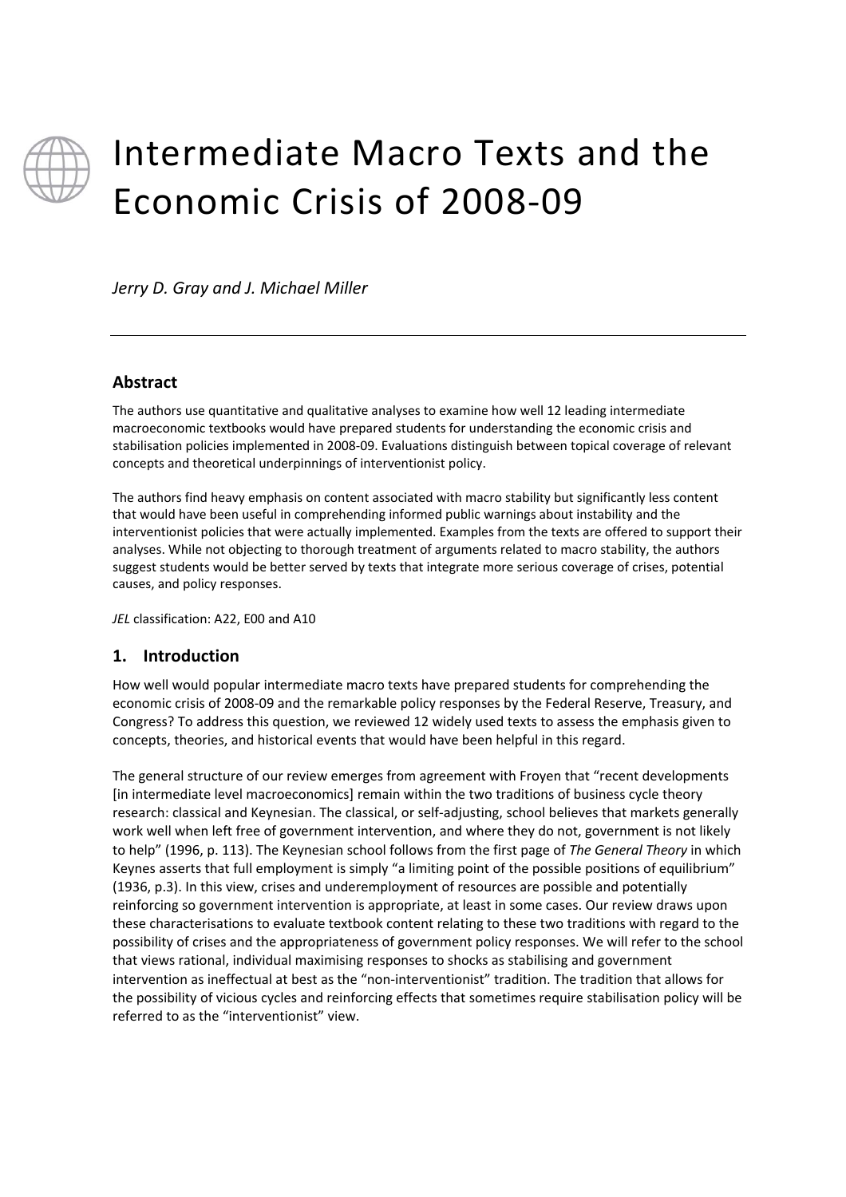# Intermediate Macro Texts and the Economic Crisis of 2008-09

*Jerry D. Gray and J. Michael Miller*

---

## Abstract

The authors use quantitative and qualitative analyses to examine how well 12 leading intermediate macroeconomic textbooks would have prepared students for understanding the economic crisis and stabilisation policies implemented in 2008-09. Evaluations distinguish between topical coverage of relevant concepts and theoretical underpinnings of interventionist policy.

The authors find heavy emphasis on content associated with macro stability but significantly less content that would have been useful in comprehending informed public warnings about instability and the interventionist policies that were actually implemented. Examples from the texts are offered to support their analyses. While not objecting to thorough treatment of arguments related to macro stability, the authors suggest students would be better served by texts that integrate more serious coverage of crises, potential causes, and policy responses.

*JEL* classification: A22, E00 and A10

## 1. Introduction

How well would popular intermediate macro texts have prepared students for comprehending the economic crisis of 2008-09 and the remarkable policy responses by the Federal Reserve, Treasury, and Congress? To address this question, we reviewed 12 widely used texts to assess the emphasis given to concepts, theories, and historical events that would have been helpful in this regard.

The general structure of our review emerges from agreement with Froyen that "recent developments [in intermediate level macroeconomics] remain within the two traditions of business cycle theory research: classical and Keynesian. The classical, or self-adjusting, school believes that markets generally work well when left free of government intervention, and where they do not, government is not likely to help" (1996, p. 113). The Keynesian school follows from the first page of *The General Theory* in which Keynes asserts that full employment is simply "a limiting point of the possible positions of equilibrium" (1936, p.3). In this view, crises and underemployment of resources are possible and potentially reinforcing so government intervention is appropriate, at least in some cases. Our review draws upon these characterisations to evaluate textbook content relating to these two traditions with regard to the possibility of crises and the appropriateness of government policy responses. We will refer to the school that views rational, individual maximising responses to shocks as stabilising and government intervention as ineffectual at best as the "non-interventionist" tradition. The tradition that allows for the possibility of vicious cycles and reinforcing effects that sometimes require stabilisation policy will be referred to as the "interventionist" view.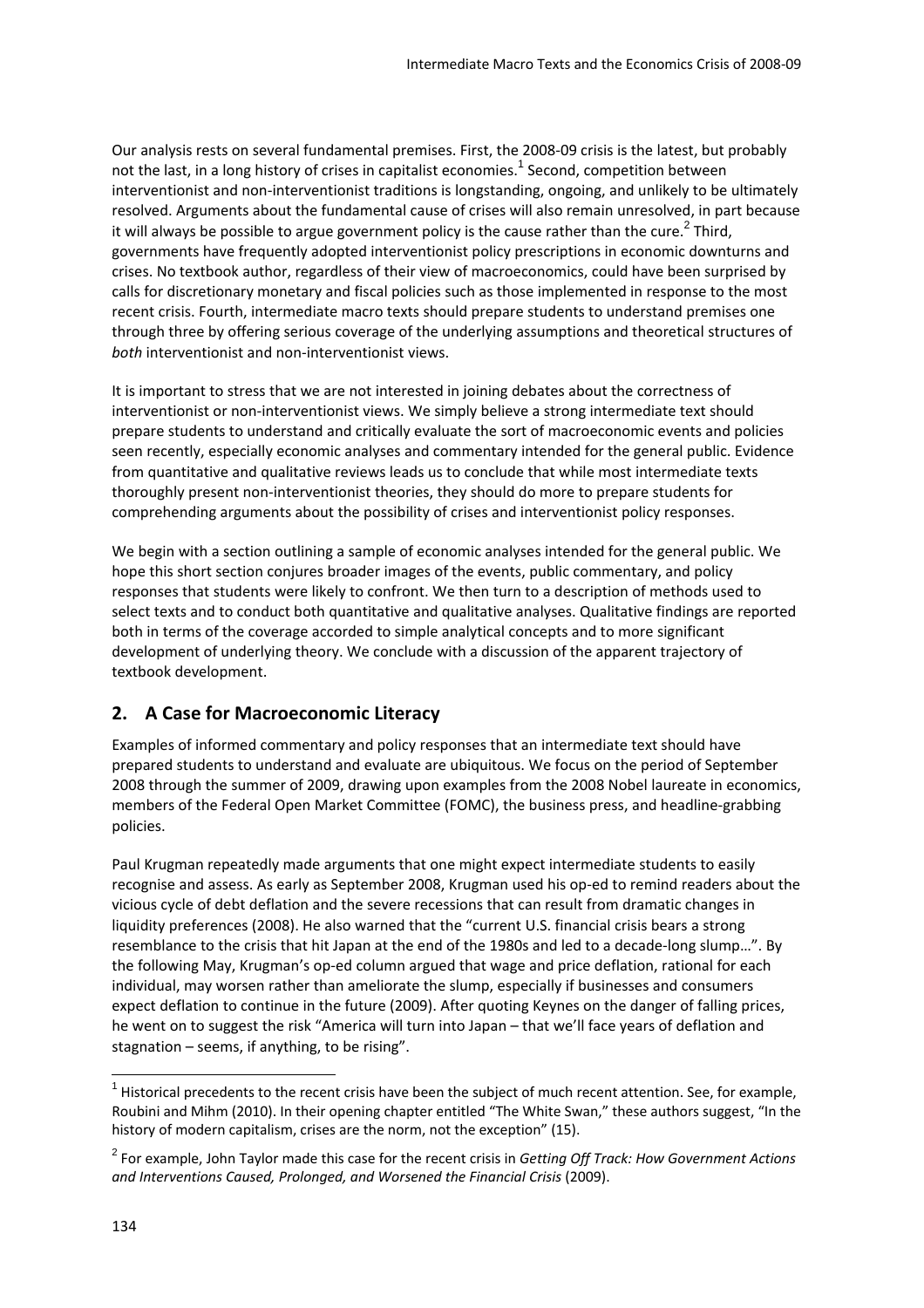Our analysis rests on several fundamental premises. First, the 2008-09 crisis is the latest, but probably not the last, in a long history of crises in capitalist economies.[1] Second, competition between interventionist and non-interventionist traditions is longstanding, ongoing, and unlikely to be ultimately resolved. Arguments about the fundamental cause of crises will also remain unresolved, in part because it will always be possible to argue government policy is the cause rather than the cure.[2] Third, governments have frequently adopted interventionist policy prescriptions in economic downturns and crises. No textbook author, regardless of their view of macroeconomics, could have been surprised by calls for discretionary monetary and fiscal policies such as those implemented in response to the most recent crisis. Fourth, intermediate macro texts should prepare students to understand premises one through three by offering serious coverage of the underlying assumptions and theoretical structures of *both* interventionist and non-interventionist views.

It is important to stress that we are not interested in joining debates about the correctness of interventionist or non-interventionist views. We simply believe a strong intermediate text should prepare students to understand and critically evaluate the sort of macroeconomic events and policies seen recently, especially economic analyses and commentary intended for the general public. Evidence from quantitative and qualitative reviews leads us to conclude that while most intermediate texts thoroughly present non-interventionist theories, they should do more to prepare students for comprehending arguments about the possibility of crises and interventionist policy responses.

We begin with a section outlining a sample of economic analyses intended for the general public. We hope this short section conjures broader images of the events, public commentary, and policy responses that students were likely to confront. We then turn to a description of methods used to select texts and to conduct both quantitative and qualitative analyses. Qualitative findings are reported both in terms of the coverage accorded to simple analytical concepts and to more significant development of underlying theory. We conclude with a discussion of the apparent trajectory of textbook development.

## 2. A Case for Macroeconomic Literacy

Examples of informed commentary and policy responses that an intermediate text should have prepared students to understand and evaluate are ubiquitous. We focus on the period of September 2008 through the summer of 2009, drawing upon examples from the 2008 Nobel laureate in economics, members of the Federal Open Market Committee (FOMC), the business press, and headline-grabbing policies.

Paul Krugman repeatedly made arguments that one might expect intermediate students to easily recognise and assess. As early as September 2008, Krugman used his op-ed to remind readers about the vicious cycle of debt deflation and the severe recessions that can result from dramatic changes in liquidity preferences (2008). He also warned that the "current U.S. financial crisis bears a strong resemblance to the crisis that hit Japan at the end of the 1980s and led to a decade-long slump…". By the following May, Krugman's op-ed column argued that wage and price deflation, rational for each individual, may worsen rather than ameliorate the slump, especially if businesses and consumers expect deflation to continue in the future (2009). After quoting Keynes on the danger of falling prices, he went on to suggest the risk "America will turn into Japan – that we'll face years of deflation and stagnation – seems, if anything, to be rising".

---

[1] Historical precedents to the recent crisis have been the subject of much recent attention. See, for example, Roubini and Mihm (2010). In their opening chapter entitled "The White Swan," these authors suggest, "In the history of modern capitalism, crises are the norm, not the exception" (15).

[2] For example, John Taylor made this case for the recent crisis in *Getting Off Track: How Government Actions and Interventions Caused, Prolonged, and Worsened the Financial Crisis* (2009).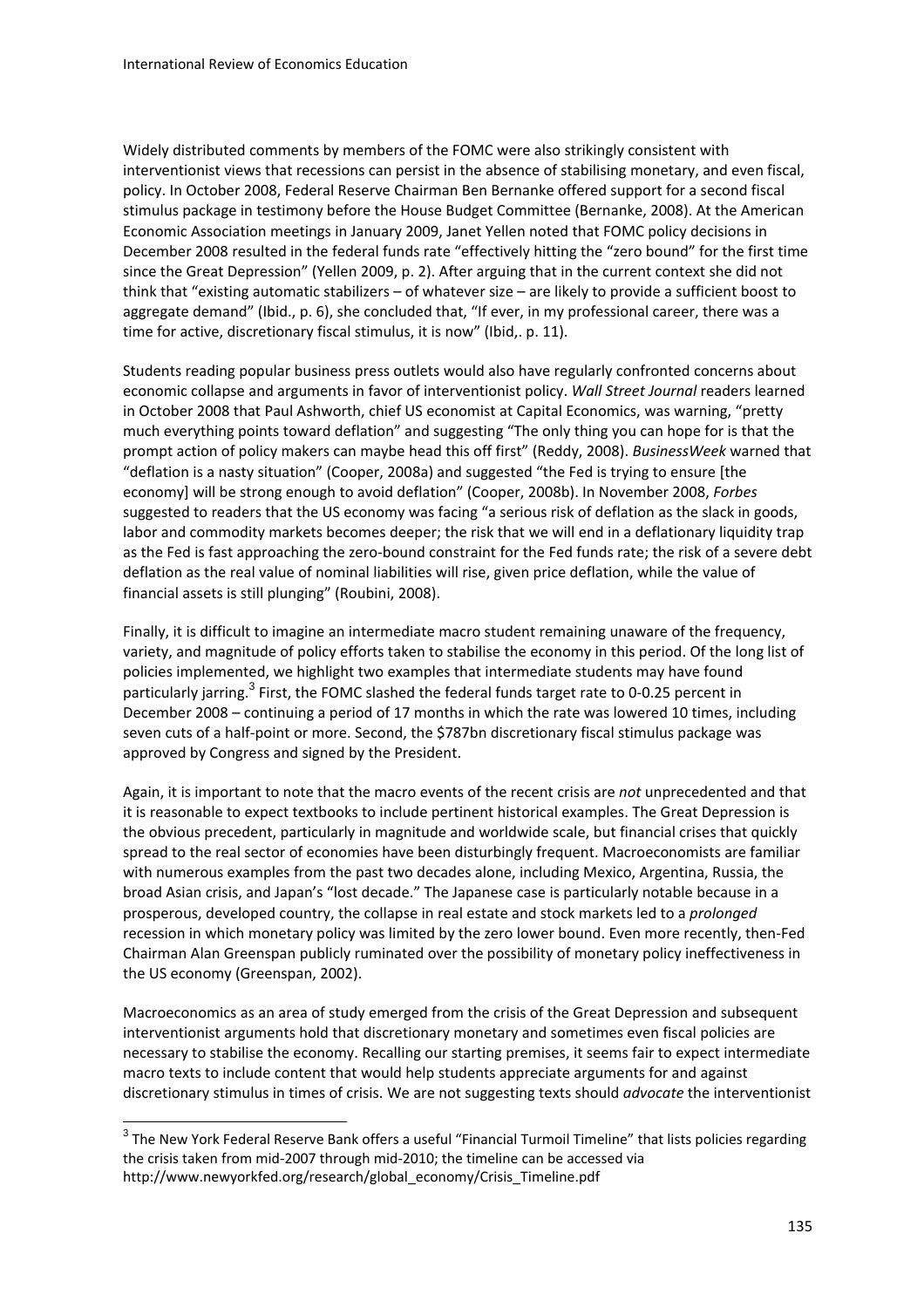Widely distributed comments by members of the FOMC were also strikingly consistent with interventionist views that recessions can persist in the absence of stabilising monetary, and even fiscal, policy. In October 2008, Federal Reserve Chairman Ben Bernanke offered support for a second fiscal stimulus package in testimony before the House Budget Committee (Bernanke, 2008). At the American Economic Association meetings in January 2009, Janet Yellen noted that FOMC policy decisions in December 2008 resulted in the federal funds rate "effectively hitting the "zero bound" for the first time since the Great Depression" (Yellen 2009, p. 2). After arguing that in the current context she did not think that "existing automatic stabilizers – of whatever size – are likely to provide a sufficient boost to aggregate demand" (Ibid., p. 6), she concluded that, "If ever, in my professional career, there was a time for active, discretionary fiscal stimulus, it is now" (Ibid,. p. 11).

Students reading popular business press outlets would also have regularly confronted concerns about economic collapse and arguments in favor of interventionist policy. *Wall Street Journal* readers learned in October 2008 that Paul Ashworth, chief US economist at Capital Economics, was warning, "pretty much everything points toward deflation" and suggesting "The only thing you can hope for is that the prompt action of policy makers can maybe head this off first" (Reddy, 2008). *BusinessWeek* warned that "deflation is a nasty situation" (Cooper, 2008a) and suggested "the Fed is trying to ensure [the economy] will be strong enough to avoid deflation" (Cooper, 2008b). In November 2008, *Forbes* suggested to readers that the US economy was facing "a serious risk of deflation as the slack in goods, labor and commodity markets becomes deeper; the risk that we will end in a deflationary liquidity trap as the Fed is fast approaching the zero-bound constraint for the Fed funds rate; the risk of a severe debt deflation as the real value of nominal liabilities will rise, given price deflation, while the value of financial assets is still plunging" (Roubini, 2008).

Finally, it is difficult to imagine an intermediate macro student remaining unaware of the frequency, variety, and magnitude of policy efforts taken to stabilise the economy in this period. Of the long list of policies implemented, we highlight two examples that intermediate students may have found particularly jarring.[3] First, the FOMC slashed the federal funds target rate to 0-0.25 percent in December 2008 – continuing a period of 17 months in which the rate was lowered 10 times, including seven cuts of a half-point or more. Second, the $787bn discretionary fiscal stimulus package was approved by Congress and signed by the President.

Again, it is important to note that the macro events of the recent crisis are *not* unprecedented and that it is reasonable to expect textbooks to include pertinent historical examples. The Great Depression is the obvious precedent, particularly in magnitude and worldwide scale, but financial crises that quickly spread to the real sector of economies have been disturbingly frequent. Macroeconomists are familiar with numerous examples from the past two decades alone, including Mexico, Argentina, Russia, the broad Asian crisis, and Japan's "lost decade." The Japanese case is particularly notable because in a prosperous, developed country, the collapse in real estate and stock markets led to a *prolonged* recession in which monetary policy was limited by the zero lower bound. Even more recently, then-Fed Chairman Alan Greenspan publicly ruminated over the possibility of monetary policy ineffectiveness in the US economy (Greenspan, 2002).

Macroeconomics as an area of study emerged from the crisis of the Great Depression and subsequent interventionist arguments hold that discretionary monetary and sometimes even fiscal policies are necessary to stabilise the economy. Recalling our starting premises, it seems fair to expect intermediate macro texts to include content that would help students appreciate arguments for and against discretionary stimulus in times of crisis. We are not suggesting texts should *advocate* the interventionist

---

[3] The New York Federal Reserve Bank offers a useful "Financial Turmoil Timeline" that lists policies regarding the crisis taken from mid-2007 through mid-2010; the timeline can be accessed via http://www.newyorkfed.org/research/global_economy/Crisis_Timeline.pdf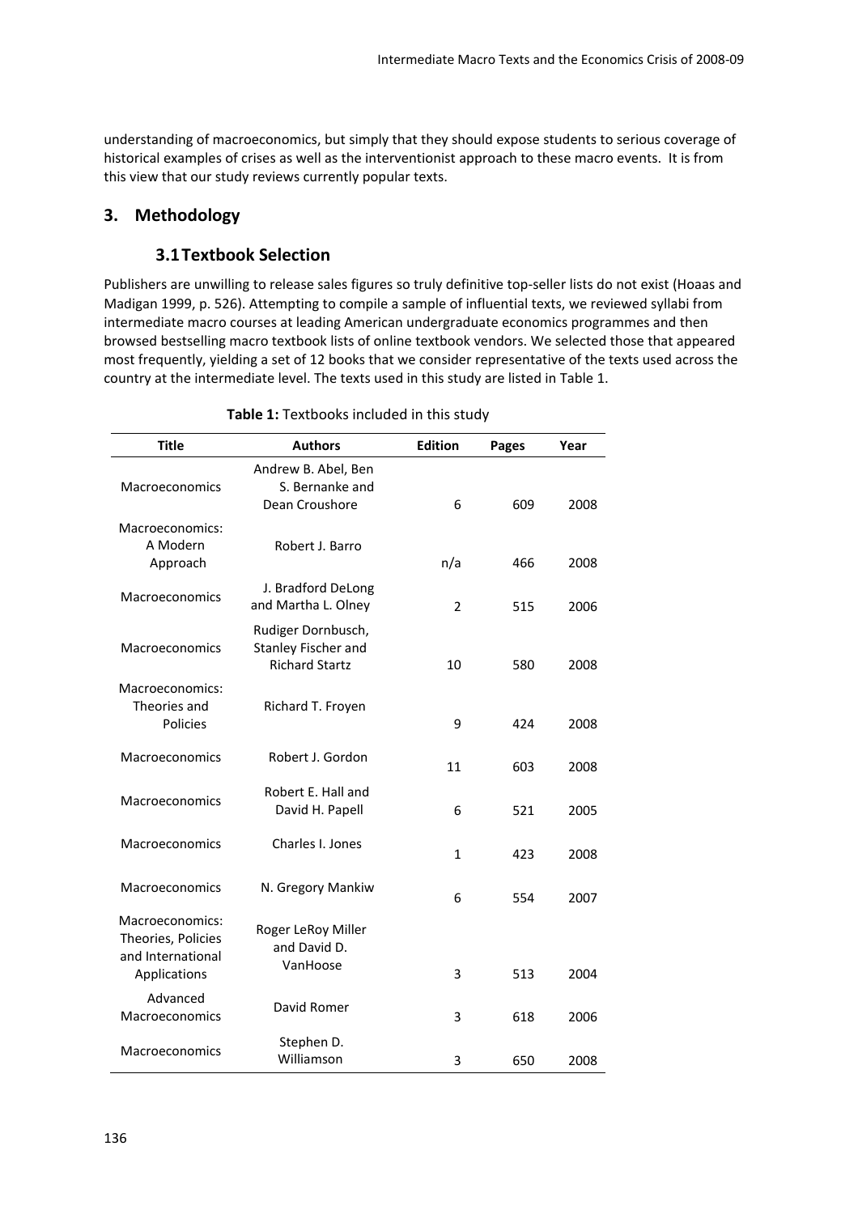understanding of macroeconomics, but simply that they should expose students to serious coverage of historical examples of crises as well as the interventionist approach to these macro events. It is from this view that our study reviews currently popular texts.

## 3. Methodology

### 3.1 Textbook Selection

Publishers are unwilling to release sales figures so truly definitive top-seller lists do not exist (Hoaas and Madigan 1999, p. 526). Attempting to compile a sample of influential texts, we reviewed syllabi from intermediate macro courses at leading American undergraduate economics programmes and then browsed bestselling macro textbook lists of online textbook vendors. We selected those that appeared most frequently, yielding a set of 12 books that we consider representative of the texts used across the country at the intermediate level. The texts used in this study are listed in Table 1.

**Table 1:** Textbooks included in this study

| Title | Authors | Edition | Pages | Year |
|---|---|---|---|---|
| Macroeconomics | Andrew B. Abel, Ben S. Bernanke and Dean Croushore | 6 | 609 | 2008 |
| Macroeconomics: A Modern Approach | Robert J. Barro | n/a | 466 | 2008 |
| Macroeconomics | J. Bradford DeLong and Martha L. Olney | 2 | 515 | 2006 |
| Macroeconomics | Rudiger Dornbusch, Stanley Fischer and Richard Startz | 10 | 580 | 2008 |
| Macroeconomics: Theories and Policies | Richard T. Froyen | 9 | 424 | 2008 |
| Macroeconomics | Robert J. Gordon | 11 | 603 | 2008 |
| Macroeconomics | Robert E. Hall and David H. Papell | 6 | 521 | 2005 |
| Macroeconomics | Charles I. Jones | 1 | 423 | 2008 |
| Macroeconomics | N. Gregory Mankiw | 6 | 554 | 2007 |
| Macroeconomics: Theories, Policies and International Applications | Roger LeRoy Miller and David D. VanHoose | 3 | 513 | 2004 |
| Advanced Macroeconomics | David Romer | 3 | 618 | 2006 |
| Macroeconomics | Stephen D. Williamson | 3 | 650 | 2008 |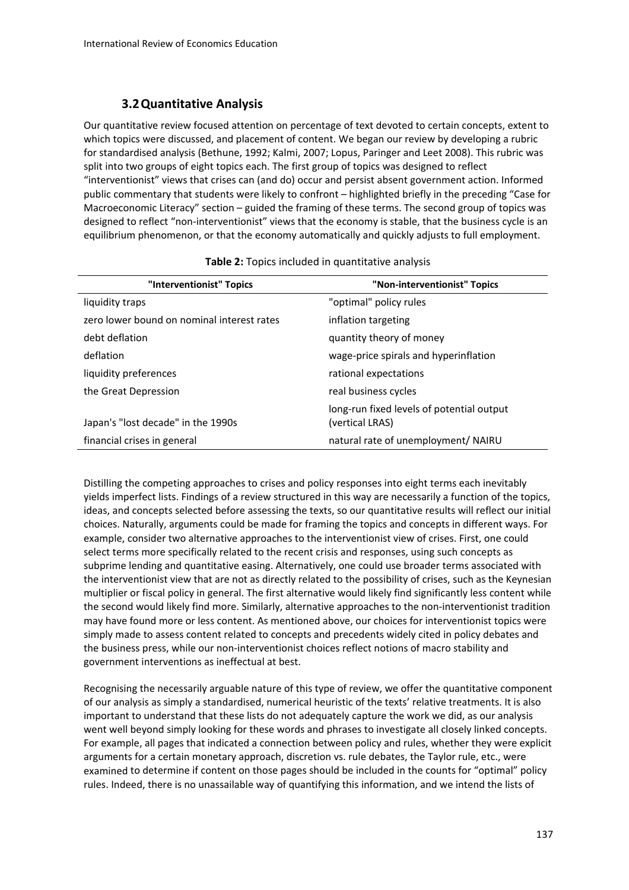### 3.2 Quantitative Analysis

Our quantitative review focused attention on percentage of text devoted to certain concepts, extent to which topics were discussed, and placement of content. We began our review by developing a rubric for standardised analysis (Bethune, 1992; Kalmi, 2007; Lopus, Paringer and Leet 2008). This rubric was split into two groups of eight topics each. The first group of topics was designed to reflect "interventionist" views that crises can (and do) occur and persist absent government action. Informed public commentary that students were likely to confront – highlighted briefly in the preceding "Case for Macroeconomic Literacy" section – guided the framing of these terms. The second group of topics was designed to reflect "non-interventionist" views that the economy is stable, that the business cycle is an equilibrium phenomenon, or that the economy automatically and quickly adjusts to full employment.

**Table 2:** Topics included in quantitative analysis

| "Interventionist" Topics | "Non-interventionist" Topics |
| --- | --- |
| liquidity traps | "optimal" policy rules |
| zero lower bound on nominal interest rates | inflation targeting |
| debt deflation | quantity theory of money |
| deflation | wage-price spirals and hyperinflation |
| liquidity preferences | rational expectations |
| the Great Depression | real business cycles |
| Japan's "lost decade" in the 1990s | long-run fixed levels of potential output (vertical LRAS) |
| financial crises in general | natural rate of unemployment/ NAIRU |

Distilling the competing approaches to crises and policy responses into eight terms each inevitably yields imperfect lists. Findings of a review structured in this way are necessarily a function of the topics, ideas, and concepts selected before assessing the texts, so our quantitative results will reflect our initial choices. Naturally, arguments could be made for framing the topics and concepts in different ways. For example, consider two alternative approaches to the interventionist view of crises. First, one could select terms more specifically related to the recent crisis and responses, using such concepts as subprime lending and quantitative easing. Alternatively, one could use broader terms associated with the interventionist view that are not as directly related to the possibility of crises, such as the Keynesian multiplier or fiscal policy in general. The first alternative would likely find significantly less content while the second would likely find more. Similarly, alternative approaches to the non-interventionist tradition may have found more or less content. As mentioned above, our choices for interventionist topics were simply made to assess content related to concepts and precedents widely cited in policy debates and the business press, while our non-interventionist choices reflect notions of macro stability and government interventions as ineffectual at best.

Recognising the necessarily arguable nature of this type of review, we offer the quantitative component of our analysis as simply a standardised, numerical heuristic of the texts' relative treatments. It is also important to understand that these lists do not adequately capture the work we did, as our analysis went well beyond simply looking for these words and phrases to investigate all closely linked concepts. For example, all pages that indicated a connection between policy and rules, whether they were explicit arguments for a certain monetary approach, discretion vs. rule debates, the Taylor rule, etc., were examined to determine if content on those pages should be included in the counts for "optimal" policy rules. Indeed, there is no unassailable way of quantifying this information, and we intend the lists of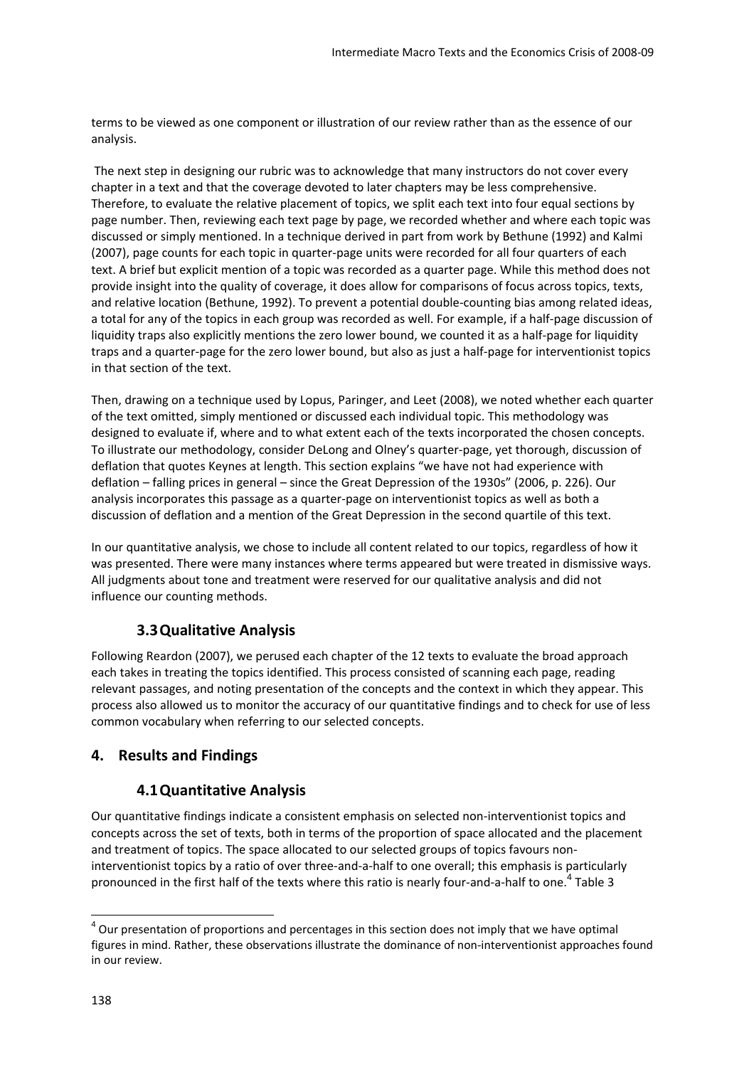terms to be viewed as one component or illustration of our review rather than as the essence of our analysis.

The next step in designing our rubric was to acknowledge that many instructors do not cover every chapter in a text and that the coverage devoted to later chapters may be less comprehensive. Therefore, to evaluate the relative placement of topics, we split each text into four equal sections by page number. Then, reviewing each text page by page, we recorded whether and where each topic was discussed or simply mentioned. In a technique derived in part from work by Bethune (1992) and Kalmi (2007), page counts for each topic in quarter-page units were recorded for all four quarters of each text. A brief but explicit mention of a topic was recorded as a quarter page. While this method does not provide insight into the quality of coverage, it does allow for comparisons of focus across topics, texts, and relative location (Bethune, 1992). To prevent a potential double-counting bias among related ideas, a total for any of the topics in each group was recorded as well. For example, if a half-page discussion of liquidity traps also explicitly mentions the zero lower bound, we counted it as a half-page for liquidity traps and a quarter-page for the zero lower bound, but also as just a half-page for interventionist topics in that section of the text.

Then, drawing on a technique used by Lopus, Paringer, and Leet (2008), we noted whether each quarter of the text omitted, simply mentioned or discussed each individual topic. This methodology was designed to evaluate if, where and to what extent each of the texts incorporated the chosen concepts. To illustrate our methodology, consider DeLong and Olney's quarter-page, yet thorough, discussion of deflation that quotes Keynes at length. This section explains "we have not had experience with deflation – falling prices in general – since the Great Depression of the 1930s" (2006, p. 226). Our analysis incorporates this passage as a quarter-page on interventionist topics as well as both a discussion of deflation and a mention of the Great Depression in the second quartile of this text.

In our quantitative analysis, we chose to include all content related to our topics, regardless of how it was presented. There were many instances where terms appeared but were treated in dismissive ways. All judgments about tone and treatment were reserved for our qualitative analysis and did not influence our counting methods.

### 3.3 Qualitative Analysis

Following Reardon (2007), we perused each chapter of the 12 texts to evaluate the broad approach each takes in treating the topics identified. This process consisted of scanning each page, reading relevant passages, and noting presentation of the concepts and the context in which they appear. This process also allowed us to monitor the accuracy of our quantitative findings and to check for use of less common vocabulary when referring to our selected concepts.

## 4. Results and Findings

### 4.1 Quantitative Analysis

Our quantitative findings indicate a consistent emphasis on selected non-interventionist topics and concepts across the set of texts, both in terms of the proportion of space allocated and the placement and treatment of topics. The space allocated to our selected groups of topics favours non-interventionist topics by a ratio of over three-and-a-half to one overall; this emphasis is particularly pronounced in the first half of the texts where this ratio is nearly four-and-a-half to one.[4] Table 3

---

[4] Our presentation of proportions and percentages in this section does not imply that we have optimal figures in mind. Rather, these observations illustrate the dominance of non-interventionist approaches found in our review.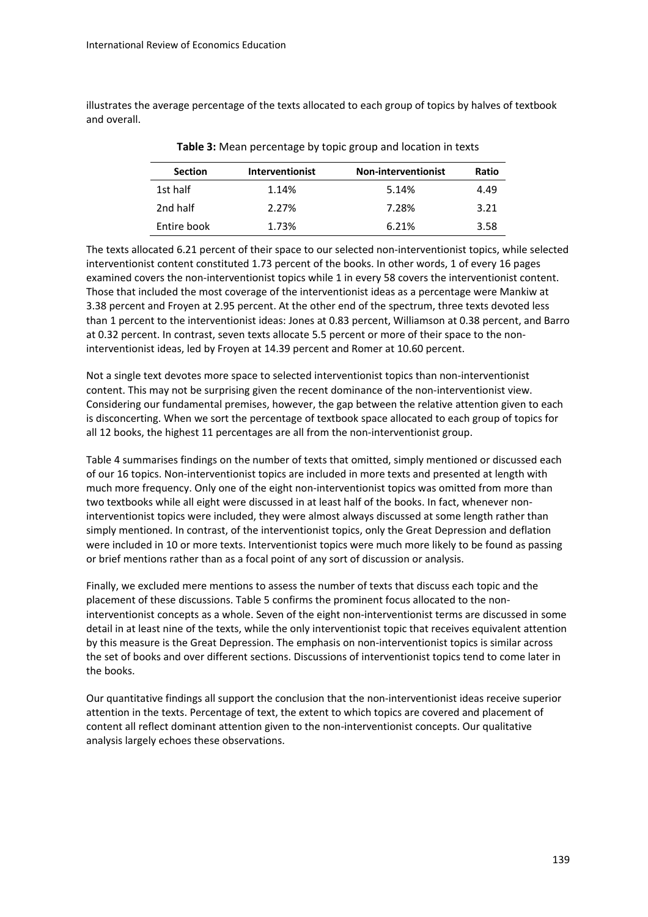illustrates the average percentage of the texts allocated to each group of topics by halves of textbook and overall.

**Table 3:** Mean percentage by topic group and location in texts

| Section | Interventionist | Non-interventionist | Ratio |
|---|---|---|---|
| 1st half | 1.14% | 5.14% | 4.49 |
| 2nd half | 2.27% | 7.28% | 3.21 |
| Entire book | 1.73% | 6.21% | 3.58 |

The texts allocated 6.21 percent of their space to our selected non-interventionist topics, while selected interventionist content constituted 1.73 percent of the books. In other words, 1 of every 16 pages examined covers the non-interventionist topics while 1 in every 58 covers the interventionist content. Those that included the most coverage of the interventionist ideas as a percentage were Mankiw at 3.38 percent and Froyen at 2.95 percent. At the other end of the spectrum, three texts devoted less than 1 percent to the interventionist ideas: Jones at 0.83 percent, Williamson at 0.38 percent, and Barro at 0.32 percent. In contrast, seven texts allocate 5.5 percent or more of their space to the non-interventionist ideas, led by Froyen at 14.39 percent and Romer at 10.60 percent.

Not a single text devotes more space to selected interventionist topics than non-interventionist content. This may not be surprising given the recent dominance of the non-interventionist view. Considering our fundamental premises, however, the gap between the relative attention given to each is disconcerting. When we sort the percentage of textbook space allocated to each group of topics for all 12 books, the highest 11 percentages are all from the non-interventionist group.

Table 4 summarises findings on the number of texts that omitted, simply mentioned or discussed each of our 16 topics. Non-interventionist topics are included in more texts and presented at length with much more frequency. Only one of the eight non-interventionist topics was omitted from more than two textbooks while all eight were discussed in at least half of the books. In fact, whenever non-interventionist topics were included, they were almost always discussed at some length rather than simply mentioned. In contrast, of the interventionist topics, only the Great Depression and deflation were included in 10 or more texts. Interventionist topics were much more likely to be found as passing or brief mentions rather than as a focal point of any sort of discussion or analysis.

Finally, we excluded mere mentions to assess the number of texts that discuss each topic and the placement of these discussions. Table 5 confirms the prominent focus allocated to the non-interventionist concepts as a whole. Seven of the eight non-interventionist terms are discussed in some detail in at least nine of the texts, while the only interventionist topic that receives equivalent attention by this measure is the Great Depression. The emphasis on non-interventionist topics is similar across the set of books and over different sections. Discussions of interventionist topics tend to come later in the books.

Our quantitative findings all support the conclusion that the non-interventionist ideas receive superior attention in the texts. Percentage of text, the extent to which topics are covered and placement of content all reflect dominant attention given to the non-interventionist concepts. Our qualitative analysis largely echoes these observations.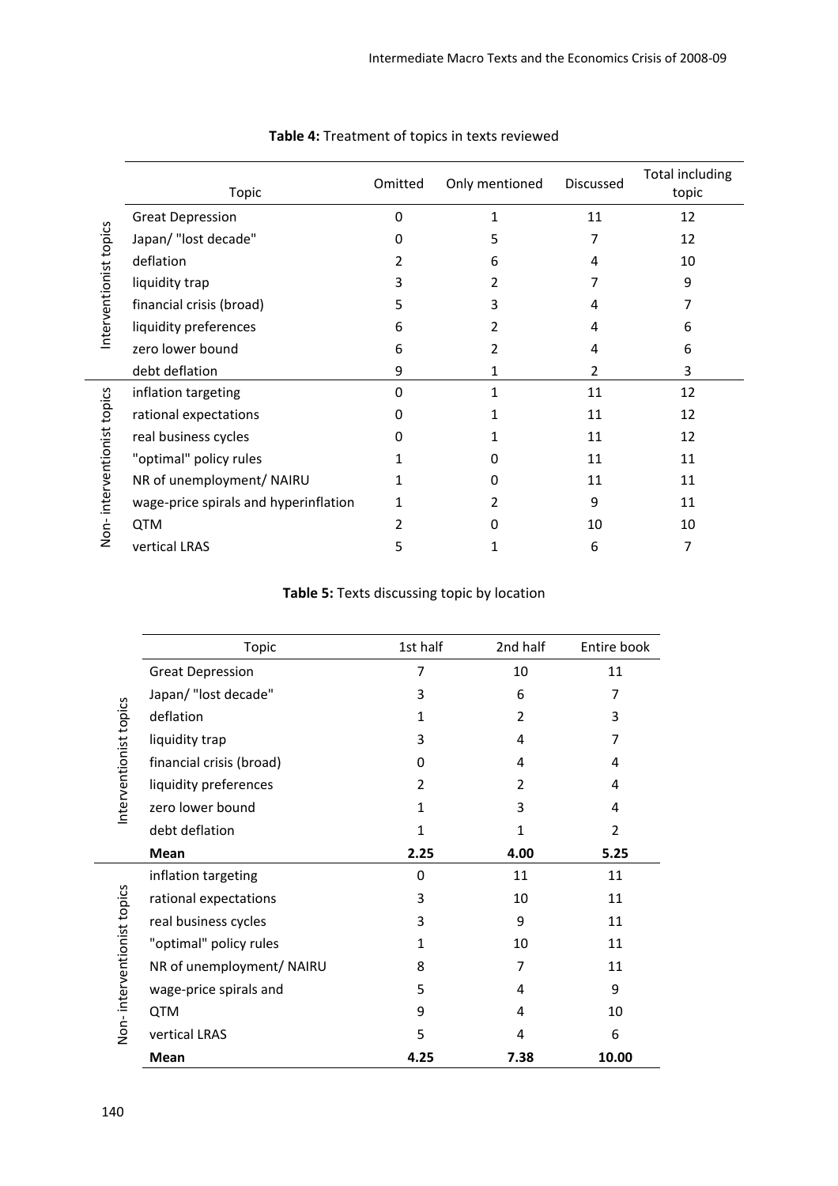**Table 4:** Treatment of topics in texts reviewed

| | Topic | Omitted | Only mentioned | Discussed | Total including topic |
|---|---|---|---|---|---|
| Interventionist topics | Great Depression | 0 | 1 | 11 | 12 |
| | Japan/ "lost decade" | 0 | 5 | 7 | 12 |
| | deflation | 2 | 6 | 4 | 10 |
| | liquidity trap | 3 | 2 | 7 | 9 |
| | financial crisis (broad) | 5 | 3 | 4 | 7 |
| | liquidity preferences | 6 | 2 | 4 | 6 |
| | zero lower bound | 6 | 2 | 4 | 6 |
| | debt deflation | 9 | 1 | 2 | 3 |
| Non- interventionist topics | inflation targeting | 0 | 1 | 11 | 12 |
| | rational expectations | 0 | 1 | 11 | 12 |
| | real business cycles | 0 | 1 | 11 | 12 |
| | "optimal" policy rules | 1 | 0 | 11 | 11 |
| | NR of unemployment/ NAIRU | 1 | 0 | 11 | 11 |
| | wage-price spirals and hyperinflation | 1 | 2 | 9 | 11 |
| | QTM | 2 | 0 | 10 | 10 |
| | vertical LRAS | 5 | 1 | 6 | 7 |

**Table 5:** Texts discussing topic by location

| | Topic | 1st half | 2nd half | Entire book |
|---|---|---|---|---|
| Interventionist topics | Great Depression | 7 | 10 | 11 |
| | Japan/ "lost decade" | 3 | 6 | 7 |
| | deflation | 1 | 2 | 3 |
| | liquidity trap | 3 | 4 | 7 |
| | financial crisis (broad) | 0 | 4 | 4 |
| | liquidity preferences | 2 | 2 | 4 |
| | zero lower bound | 1 | 3 | 4 |
| | debt deflation | 1 | 1 | 2 |
| | **Mean** | **2.25** | **4.00** | **5.25** |
| Non- interventionist topics | inflation targeting | 0 | 11 | 11 |
| | rational expectations | 3 | 10 | 11 |
| | real business cycles | 3 | 9 | 11 |
| | "optimal" policy rules | 1 | 10 | 11 |
| | NR of unemployment/ NAIRU | 8 | 7 | 11 |
| | wage-price spirals and | 5 | 4 | 9 |
| | QTM | 9 | 4 | 10 |
| | vertical LRAS | 5 | 4 | 6 |
| | **Mean** | **4.25** | **7.38** | **10.00** |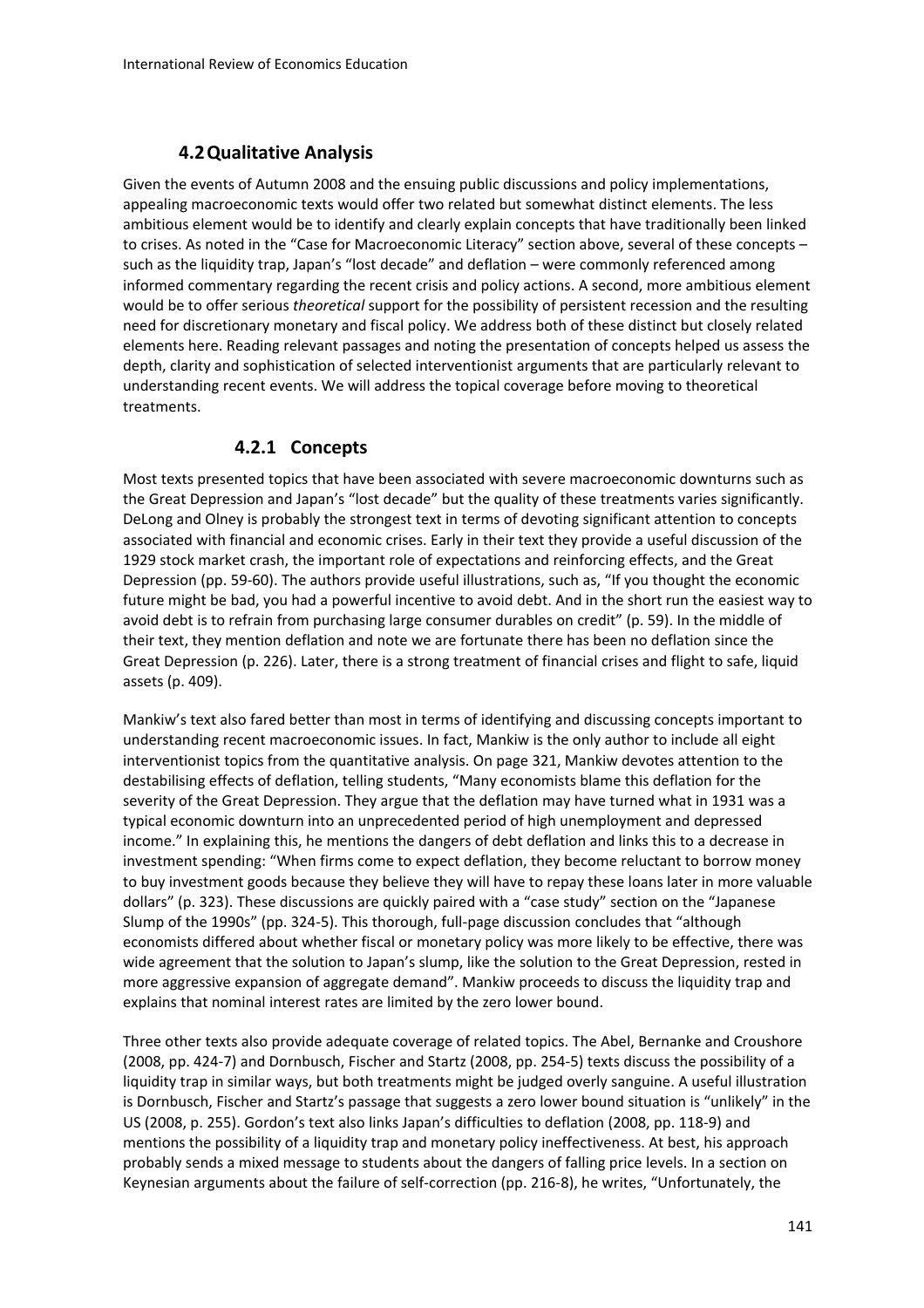### 4.2 Qualitative Analysis

Given the events of Autumn 2008 and the ensuing public discussions and policy implementations, appealing macroeconomic texts would offer two related but somewhat distinct elements. The less ambitious element would be to identify and clearly explain concepts that have traditionally been linked to crises. As noted in the "Case for Macroeconomic Literacy" section above, several of these concepts – such as the liquidity trap, Japan's "lost decade" and deflation – were commonly referenced among informed commentary regarding the recent crisis and policy actions. A second, more ambitious element would be to offer serious *theoretical* support for the possibility of persistent recession and the resulting need for discretionary monetary and fiscal policy. We address both of these distinct but closely related elements here. Reading relevant passages and noting the presentation of concepts helped us assess the depth, clarity and sophistication of selected interventionist arguments that are particularly relevant to understanding recent events. We will address the topical coverage before moving to theoretical treatments.

#### 4.2.1 Concepts

Most texts presented topics that have been associated with severe macroeconomic downturns such as the Great Depression and Japan's "lost decade" but the quality of these treatments varies significantly. DeLong and Olney is probably the strongest text in terms of devoting significant attention to concepts associated with financial and economic crises. Early in their text they provide a useful discussion of the 1929 stock market crash, the important role of expectations and reinforcing effects, and the Great Depression (pp. 59-60). The authors provide useful illustrations, such as, "If you thought the economic future might be bad, you had a powerful incentive to avoid debt. And in the short run the easiest way to avoid debt is to refrain from purchasing large consumer durables on credit" (p. 59). In the middle of their text, they mention deflation and note we are fortunate there has been no deflation since the Great Depression (p. 226). Later, there is a strong treatment of financial crises and flight to safe, liquid assets (p. 409).

Mankiw's text also fared better than most in terms of identifying and discussing concepts important to understanding recent macroeconomic issues. In fact, Mankiw is the only author to include all eight interventionist topics from the quantitative analysis. On page 321, Mankiw devotes attention to the destabilising effects of deflation, telling students, "Many economists blame this deflation for the severity of the Great Depression. They argue that the deflation may have turned what in 1931 was a typical economic downturn into an unprecedented period of high unemployment and depressed income." In explaining this, he mentions the dangers of debt deflation and links this to a decrease in investment spending: "When firms come to expect deflation, they become reluctant to borrow money to buy investment goods because they believe they will have to repay these loans later in more valuable dollars" (p. 323). These discussions are quickly paired with a "case study" section on the "Japanese Slump of the 1990s" (pp. 324-5). This thorough, full-page discussion concludes that "although economists differed about whether fiscal or monetary policy was more likely to be effective, there was wide agreement that the solution to Japan's slump, like the solution to the Great Depression, rested in more aggressive expansion of aggregate demand". Mankiw proceeds to discuss the liquidity trap and explains that nominal interest rates are limited by the zero lower bound.

Three other texts also provide adequate coverage of related topics. The Abel, Bernanke and Croushore (2008, pp. 424-7) and Dornbusch, Fischer and Startz (2008, pp. 254-5) texts discuss the possibility of a liquidity trap in similar ways, but both treatments might be judged overly sanguine. A useful illustration is Dornbusch, Fischer and Startz's passage that suggests a zero lower bound situation is "unlikely" in the US (2008, p. 255). Gordon's text also links Japan's difficulties to deflation (2008, pp. 118-9) and mentions the possibility of a liquidity trap and monetary policy ineffectiveness. At best, his approach probably sends a mixed message to students about the dangers of falling price levels. In a section on Keynesian arguments about the failure of self-correction (pp. 216-8), he writes, "Unfortunately, the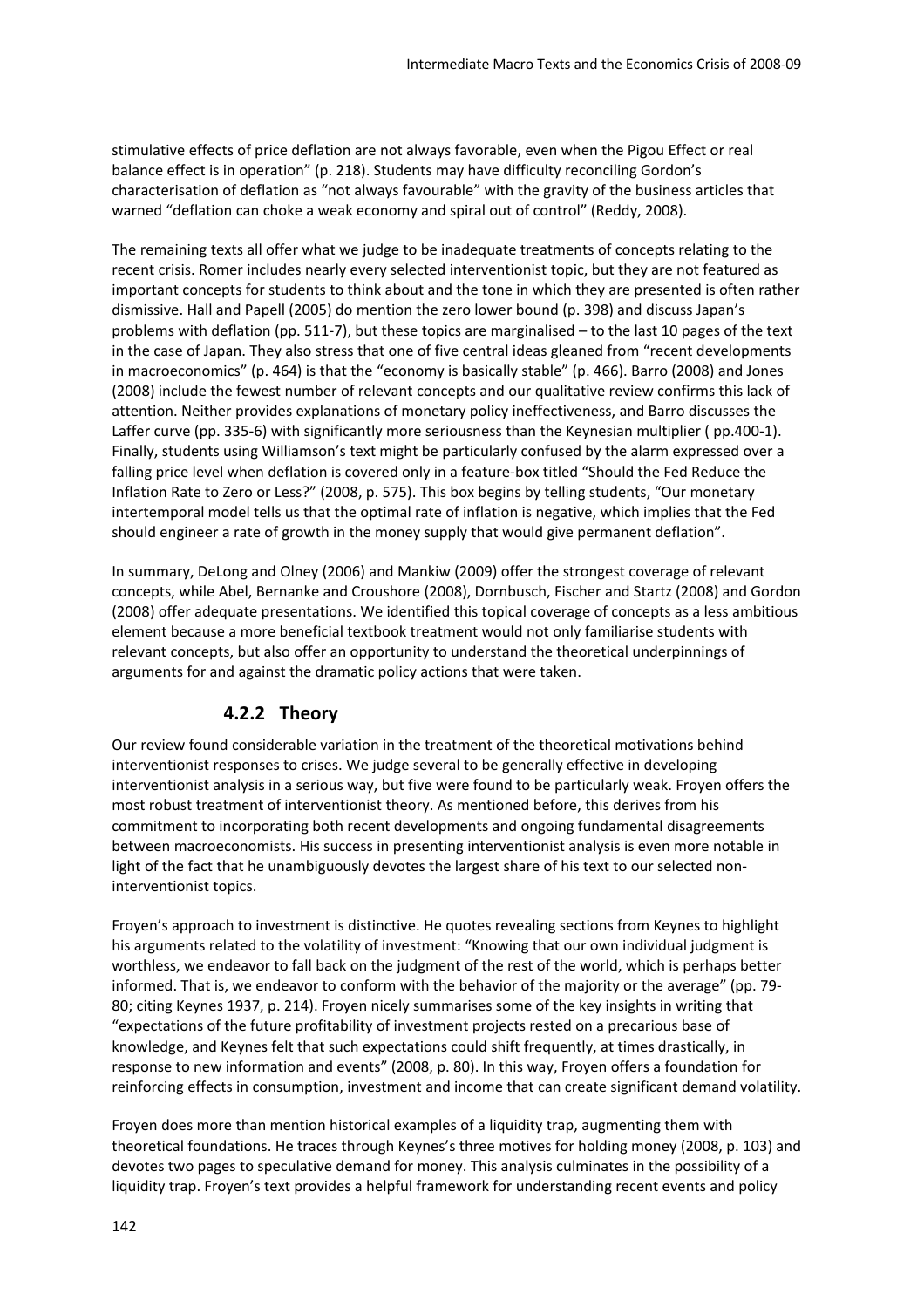stimulative effects of price deflation are not always favorable, even when the Pigou Effect or real balance effect is in operation" (p. 218). Students may have difficulty reconciling Gordon's characterisation of deflation as "not always favourable" with the gravity of the business articles that warned "deflation can choke a weak economy and spiral out of control" (Reddy, 2008).

The remaining texts all offer what we judge to be inadequate treatments of concepts relating to the recent crisis. Romer includes nearly every selected interventionist topic, but they are not featured as important concepts for students to think about and the tone in which they are presented is often rather dismissive. Hall and Papell (2005) do mention the zero lower bound (p. 398) and discuss Japan's problems with deflation (pp. 511-7), but these topics are marginalised – to the last 10 pages of the text in the case of Japan. They also stress that one of five central ideas gleaned from "recent developments in macroeconomics" (p. 464) is that the "economy is basically stable" (p. 466). Barro (2008) and Jones (2008) include the fewest number of relevant concepts and our qualitative review confirms this lack of attention. Neither provides explanations of monetary policy ineffectiveness, and Barro discusses the Laffer curve (pp. 335-6) with significantly more seriousness than the Keynesian multiplier ( pp.400-1). Finally, students using Williamson's text might be particularly confused by the alarm expressed over a falling price level when deflation is covered only in a feature-box titled "Should the Fed Reduce the Inflation Rate to Zero or Less?" (2008, p. 575). This box begins by telling students, "Our monetary intertemporal model tells us that the optimal rate of inflation is negative, which implies that the Fed should engineer a rate of growth in the money supply that would give permanent deflation".

In summary, DeLong and Olney (2006) and Mankiw (2009) offer the strongest coverage of relevant concepts, while Abel, Bernanke and Croushore (2008), Dornbusch, Fischer and Startz (2008) and Gordon (2008) offer adequate presentations. We identified this topical coverage of concepts as a less ambitious element because a more beneficial textbook treatment would not only familiarise students with relevant concepts, but also offer an opportunity to understand the theoretical underpinnings of arguments for and against the dramatic policy actions that were taken.

### 4.2.2 Theory

Our review found considerable variation in the treatment of the theoretical motivations behind interventionist responses to crises. We judge several to be generally effective in developing interventionist analysis in a serious way, but five were found to be particularly weak. Froyen offers the most robust treatment of interventionist theory. As mentioned before, this derives from his commitment to incorporating both recent developments and ongoing fundamental disagreements between macroeconomists. His success in presenting interventionist analysis is even more notable in light of the fact that he unambiguously devotes the largest share of his text to our selected non-interventionist topics.

Froyen's approach to investment is distinctive. He quotes revealing sections from Keynes to highlight his arguments related to the volatility of investment: "Knowing that our own individual judgment is worthless, we endeavor to fall back on the judgment of the rest of the world, which is perhaps better informed. That is, we endeavor to conform with the behavior of the majority or the average" (pp. 79-80; citing Keynes 1937, p. 214). Froyen nicely summarises some of the key insights in writing that "expectations of the future profitability of investment projects rested on a precarious base of knowledge, and Keynes felt that such expectations could shift frequently, at times drastically, in response to new information and events" (2008, p. 80). In this way, Froyen offers a foundation for reinforcing effects in consumption, investment and income that can create significant demand volatility.

Froyen does more than mention historical examples of a liquidity trap, augmenting them with theoretical foundations. He traces through Keynes's three motives for holding money (2008, p. 103) and devotes two pages to speculative demand for money. This analysis culminates in the possibility of a liquidity trap. Froyen's text provides a helpful framework for understanding recent events and policy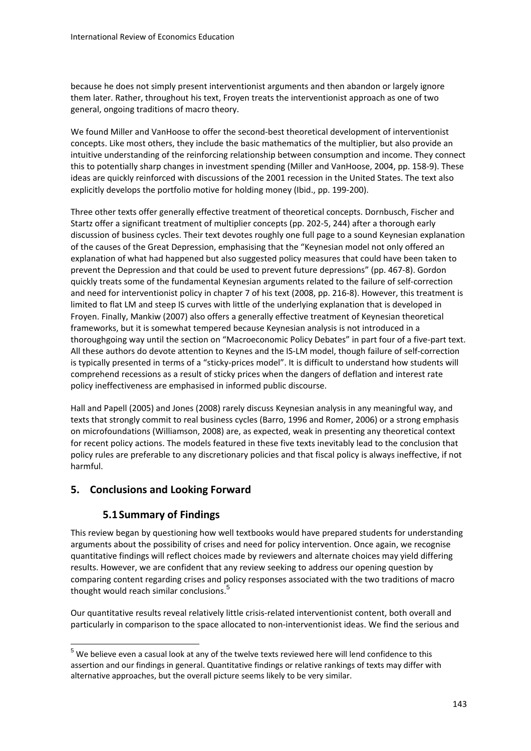because he does not simply present interventionist arguments and then abandon or largely ignore them later. Rather, throughout his text, Froyen treats the interventionist approach as one of two general, ongoing traditions of macro theory.

We found Miller and VanHoose to offer the second-best theoretical development of interventionist concepts. Like most others, they include the basic mathematics of the multiplier, but also provide an intuitive understanding of the reinforcing relationship between consumption and income. They connect this to potentially sharp changes in investment spending (Miller and VanHoose, 2004, pp. 158-9). These ideas are quickly reinforced with discussions of the 2001 recession in the United States. The text also explicitly develops the portfolio motive for holding money (Ibid., pp. 199-200).

Three other texts offer generally effective treatment of theoretical concepts. Dornbusch, Fischer and Startz offer a significant treatment of multiplier concepts (pp. 202-5, 244) after a thorough early discussion of business cycles. Their text devotes roughly one full page to a sound Keynesian explanation of the causes of the Great Depression, emphasising that the "Keynesian model not only offered an explanation of what had happened but also suggested policy measures that could have been taken to prevent the Depression and that could be used to prevent future depressions" (pp. 467-8). Gordon quickly treats some of the fundamental Keynesian arguments related to the failure of self-correction and need for interventionist policy in chapter 7 of his text (2008, pp. 216-8). However, this treatment is limited to flat LM and steep IS curves with little of the underlying explanation that is developed in Froyen. Finally, Mankiw (2007) also offers a generally effective treatment of Keynesian theoretical frameworks, but it is somewhat tempered because Keynesian analysis is not introduced in a thoroughgoing way until the section on "Macroeconomic Policy Debates" in part four of a five-part text. All these authors do devote attention to Keynes and the IS-LM model, though failure of self-correction is typically presented in terms of a "sticky-prices model". It is difficult to understand how students will comprehend recessions as a result of sticky prices when the dangers of deflation and interest rate policy ineffectiveness are emphasised in informed public discourse.

Hall and Papell (2005) and Jones (2008) rarely discuss Keynesian analysis in any meaningful way, and texts that strongly commit to real business cycles (Barro, 1996 and Romer, 2006) or a strong emphasis on microfoundations (Williamson, 2008) are, as expected, weak in presenting any theoretical context for recent policy actions. The models featured in these five texts inevitably lead to the conclusion that policy rules are preferable to any discretionary policies and that fiscal policy is always ineffective, if not harmful.

## 5. Conclusions and Looking Forward

### 5.1 Summary of Findings

This review began by questioning how well textbooks would have prepared students for understanding arguments about the possibility of crises and need for policy intervention. Once again, we recognise quantitative findings will reflect choices made by reviewers and alternate choices may yield differing results. However, we are confident that any review seeking to address our opening question by comparing content regarding crises and policy responses associated with the two traditions of macro thought would reach similar conclusions.[5]

Our quantitative results reveal relatively little crisis-related interventionist content, both overall and particularly in comparison to the space allocated to non-interventionist ideas. We find the serious and

[5] We believe even a casual look at any of the twelve texts reviewed here will lend confidence to this assertion and our findings in general. Quantitative findings or relative rankings of texts may differ with alternative approaches, but the overall picture seems likely to be very similar.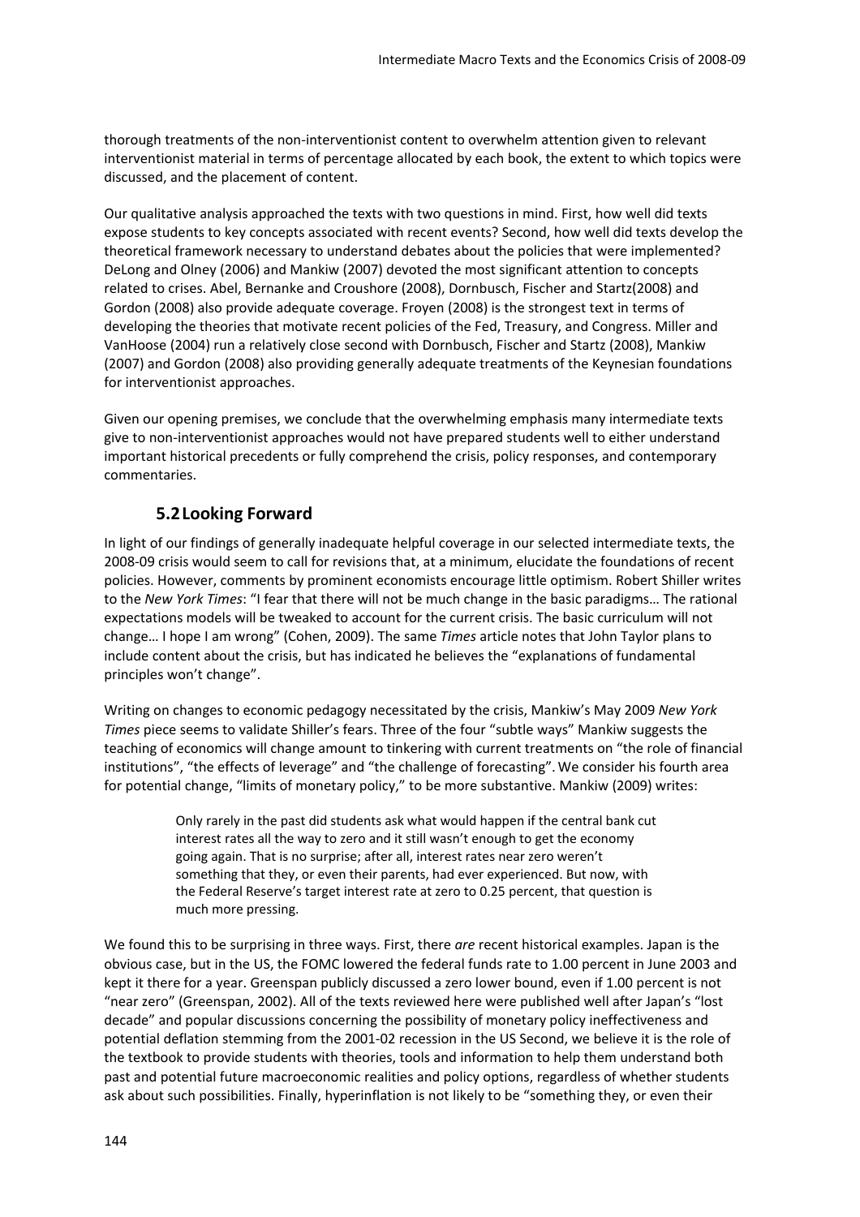thorough treatments of the non-interventionist content to overwhelm attention given to relevant interventionist material in terms of percentage allocated by each book, the extent to which topics were discussed, and the placement of content.

Our qualitative analysis approached the texts with two questions in mind. First, how well did texts expose students to key concepts associated with recent events? Second, how well did texts develop the theoretical framework necessary to understand debates about the policies that were implemented? DeLong and Olney (2006) and Mankiw (2007) devoted the most significant attention to concepts related to crises. Abel, Bernanke and Croushore (2008), Dornbusch, Fischer and Startz(2008) and Gordon (2008) also provide adequate coverage. Froyen (2008) is the strongest text in terms of developing the theories that motivate recent policies of the Fed, Treasury, and Congress. Miller and VanHoose (2004) run a relatively close second with Dornbusch, Fischer and Startz (2008), Mankiw (2007) and Gordon (2008) also providing generally adequate treatments of the Keynesian foundations for interventionist approaches.

Given our opening premises, we conclude that the overwhelming emphasis many intermediate texts give to non-interventionist approaches would not have prepared students well to either understand important historical precedents or fully comprehend the crisis, policy responses, and contemporary commentaries.

## 5.2 Looking Forward

In light of our findings of generally inadequate helpful coverage in our selected intermediate texts, the 2008-09 crisis would seem to call for revisions that, at a minimum, elucidate the foundations of recent policies. However, comments by prominent economists encourage little optimism. Robert Shiller writes to the *New York Times*: "I fear that there will not be much change in the basic paradigms… The rational expectations models will be tweaked to account for the current crisis. The basic curriculum will not change… I hope I am wrong" (Cohen, 2009). The same *Times* article notes that John Taylor plans to include content about the crisis, but has indicated he believes the "explanations of fundamental principles won't change".

Writing on changes to economic pedagogy necessitated by the crisis, Mankiw's May 2009 *New York Times* piece seems to validate Shiller's fears. Three of the four "subtle ways" Mankiw suggests the teaching of economics will change amount to tinkering with current treatments on "the role of financial institutions", "the effects of leverage" and "the challenge of forecasting". We consider his fourth area for potential change, "limits of monetary policy," to be more substantive. Mankiw (2009) writes:

> Only rarely in the past did students ask what would happen if the central bank cut interest rates all the way to zero and it still wasn't enough to get the economy going again. That is no surprise; after all, interest rates near zero weren't something that they, or even their parents, had ever experienced. But now, with the Federal Reserve's target interest rate at zero to 0.25 percent, that question is much more pressing.

We found this to be surprising in three ways. First, there *are* recent historical examples. Japan is the obvious case, but in the US, the FOMC lowered the federal funds rate to 1.00 percent in June 2003 and kept it there for a year. Greenspan publicly discussed a zero lower bound, even if 1.00 percent is not "near zero" (Greenspan, 2002). All of the texts reviewed here were published well after Japan's "lost decade" and popular discussions concerning the possibility of monetary policy ineffectiveness and potential deflation stemming from the 2001-02 recession in the US Second, we believe it is the role of the textbook to provide students with theories, tools and information to help them understand both past and potential future macroeconomic realities and policy options, regardless of whether students ask about such possibilities. Finally, hyperinflation is not likely to be "something they, or even their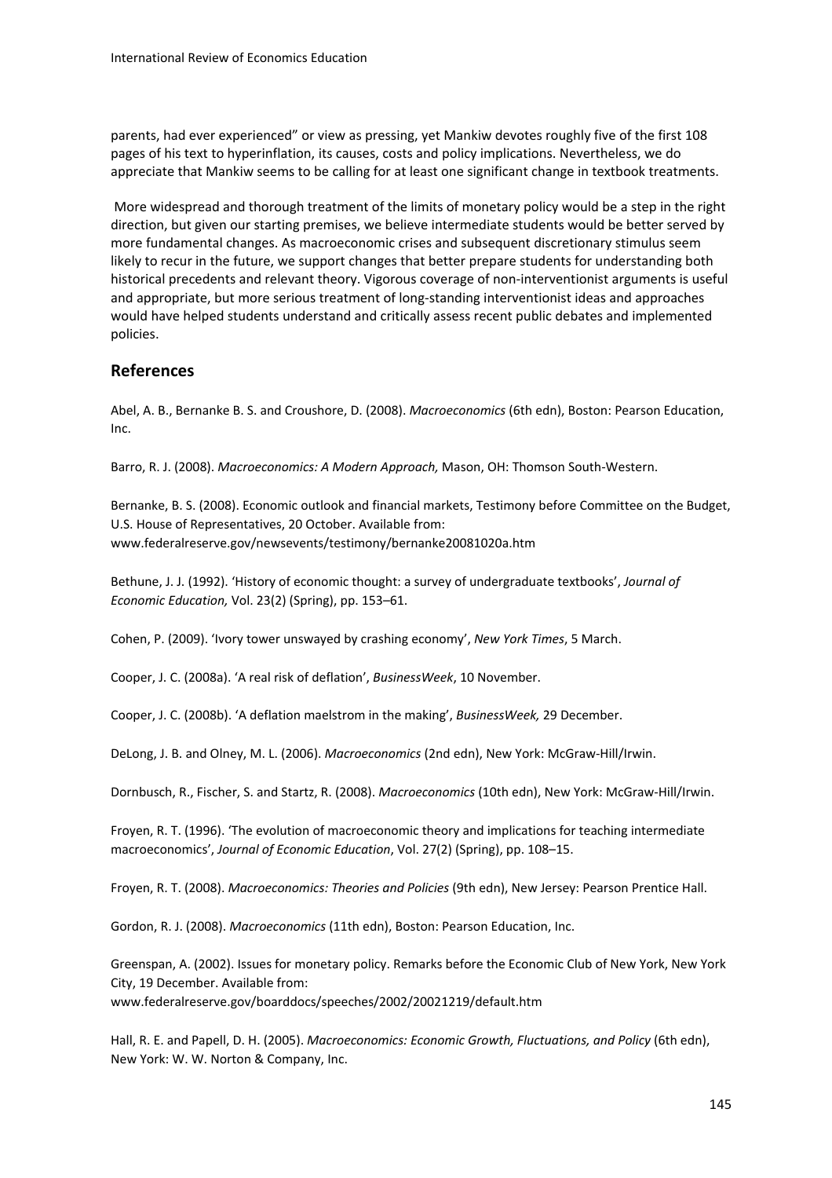parents, had ever experienced" or view as pressing, yet Mankiw devotes roughly five of the first 108 pages of his text to hyperinflation, its causes, costs and policy implications. Nevertheless, we do appreciate that Mankiw seems to be calling for at least one significant change in textbook treatments.

More widespread and thorough treatment of the limits of monetary policy would be a step in the right direction, but given our starting premises, we believe intermediate students would be better served by more fundamental changes. As macroeconomic crises and subsequent discretionary stimulus seem likely to recur in the future, we support changes that better prepare students for understanding both historical precedents and relevant theory. Vigorous coverage of non-interventionist arguments is useful and appropriate, but more serious treatment of long-standing interventionist ideas and approaches would have helped students understand and critically assess recent public debates and implemented policies.

## References

Abel, A. B., Bernanke B. S. and Croushore, D. (2008). *Macroeconomics* (6th edn), Boston: Pearson Education, Inc.

Barro, R. J. (2008). *Macroeconomics: A Modern Approach,* Mason, OH: Thomson South-Western.

Bernanke, B. S. (2008). Economic outlook and financial markets, Testimony before Committee on the Budget, U.S. House of Representatives, 20 October. Available from: www.federalreserve.gov/newsevents/testimony/bernanke20081020a.htm

Bethune, J. J. (1992). 'History of economic thought: a survey of undergraduate textbooks', *Journal of Economic Education,* Vol. 23(2) (Spring), pp. 153–61.

Cohen, P. (2009). 'Ivory tower unswayed by crashing economy', *New York Times*, 5 March.

Cooper, J. C. (2008a). 'A real risk of deflation', *BusinessWeek*, 10 November.

Cooper, J. C. (2008b). 'A deflation maelstrom in the making', *BusinessWeek,* 29 December.

DeLong, J. B. and Olney, M. L. (2006). *Macroeconomics* (2nd edn), New York: McGraw-Hill/Irwin.

Dornbusch, R., Fischer, S. and Startz, R. (2008). *Macroeconomics* (10th edn), New York: McGraw-Hill/Irwin.

Froyen, R. T. (1996). 'The evolution of macroeconomic theory and implications for teaching intermediate macroeconomics', *Journal of Economic Education*, Vol. 27(2) (Spring), pp. 108–15.

Froyen, R. T. (2008). *Macroeconomics: Theories and Policies* (9th edn), New Jersey: Pearson Prentice Hall.

Gordon, R. J. (2008). *Macroeconomics* (11th edn), Boston: Pearson Education, Inc.

Greenspan, A. (2002). Issues for monetary policy. Remarks before the Economic Club of New York, New York City, 19 December. Available from: www.federalreserve.gov/boarddocs/speeches/2002/20021219/default.htm

Hall, R. E. and Papell, D. H. (2005). *Macroeconomics: Economic Growth, Fluctuations, and Policy* (6th edn), New York: W. W. Norton & Company, Inc.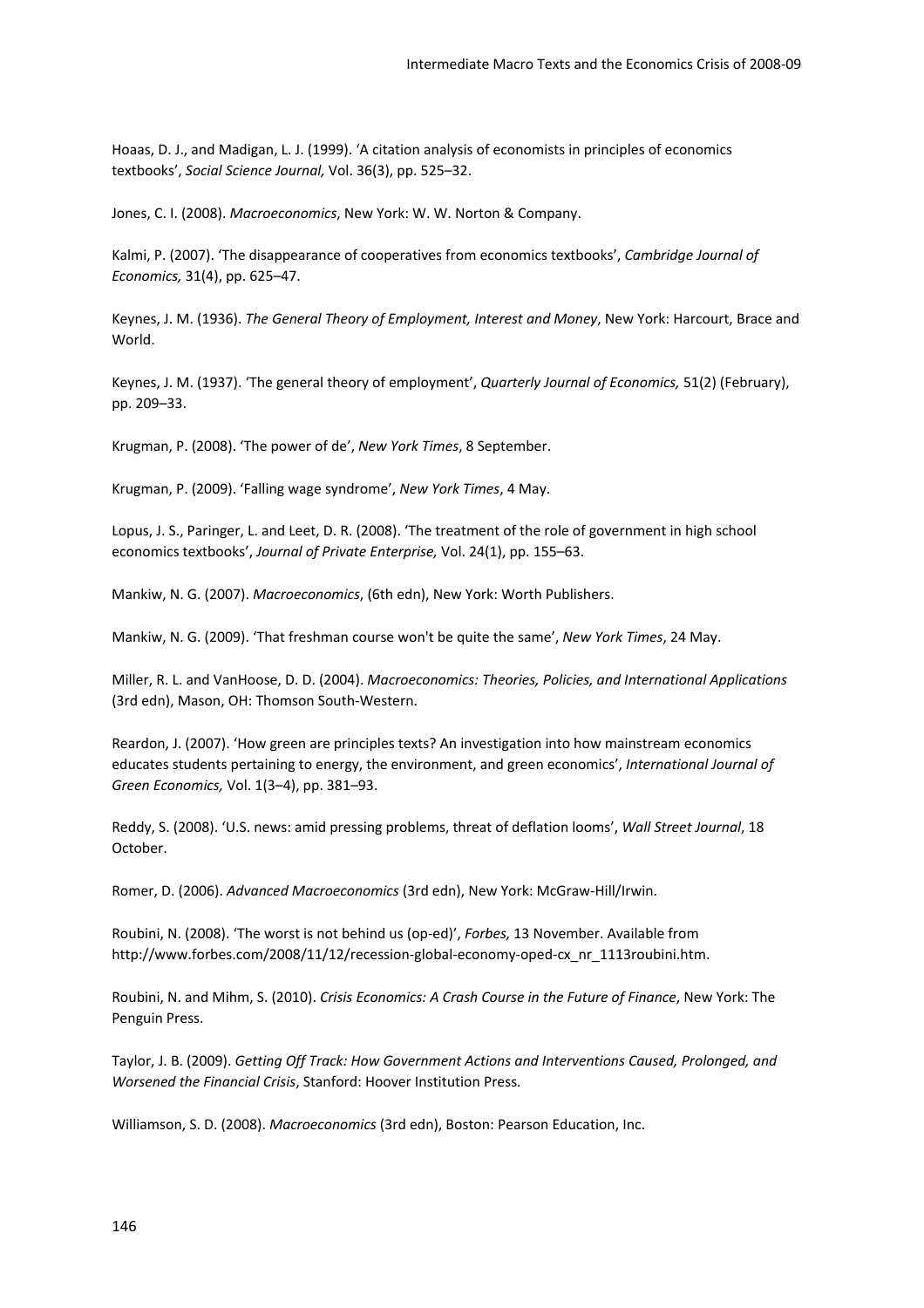Hoaas, D. J., and Madigan, L. J. (1999). 'A citation analysis of economists in principles of economics textbooks', *Social Science Journal,* Vol. 36(3), pp. 525–32.

Jones, C. I. (2008). *Macroeconomics*, New York: W. W. Norton & Company.

Kalmi, P. (2007). 'The disappearance of cooperatives from economics textbooks', *Cambridge Journal of Economics,* 31(4), pp. 625–47.

Keynes, J. M. (1936). *The General Theory of Employment, Interest and Money*, New York: Harcourt, Brace and World.

Keynes, J. M. (1937). 'The general theory of employment', *Quarterly Journal of Economics,* 51(2) (February), pp. 209–33.

Krugman, P. (2008). 'The power of de', *New York Times*, 8 September.

Krugman, P. (2009). 'Falling wage syndrome', *New York Times*, 4 May.

Lopus, J. S., Paringer, L. and Leet, D. R. (2008). 'The treatment of the role of government in high school economics textbooks', *Journal of Private Enterprise,* Vol. 24(1), pp. 155–63.

Mankiw, N. G. (2007). *Macroeconomics*, (6th edn), New York: Worth Publishers.

Mankiw, N. G. (2009). 'That freshman course won't be quite the same', *New York Times*, 24 May.

Miller, R. L. and VanHoose, D. D. (2004). *Macroeconomics: Theories, Policies, and International Applications* (3rd edn), Mason, OH: Thomson South-Western.

Reardon, J. (2007). 'How green are principles texts? An investigation into how mainstream economics educates students pertaining to energy, the environment, and green economics', *International Journal of Green Economics,* Vol. 1(3–4), pp. 381–93.

Reddy, S. (2008). 'U.S. news: amid pressing problems, threat of deflation looms', *Wall Street Journal*, 18 October.

Romer, D. (2006). *Advanced Macroeconomics* (3rd edn), New York: McGraw-Hill/Irwin.

Roubini, N. (2008). 'The worst is not behind us (op-ed)', *Forbes,* 13 November. Available from http://www.forbes.com/2008/11/12/recession-global-economy-oped-cx_nr_1113roubini.htm.

Roubini, N. and Mihm, S. (2010). *Crisis Economics: A Crash Course in the Future of Finance*, New York: The Penguin Press.

Taylor, J. B. (2009). *Getting Off Track: How Government Actions and Interventions Caused, Prolonged, and Worsened the Financial Crisis*, Stanford: Hoover Institution Press.

Williamson, S. D. (2008). *Macroeconomics* (3rd edn), Boston: Pearson Education, Inc.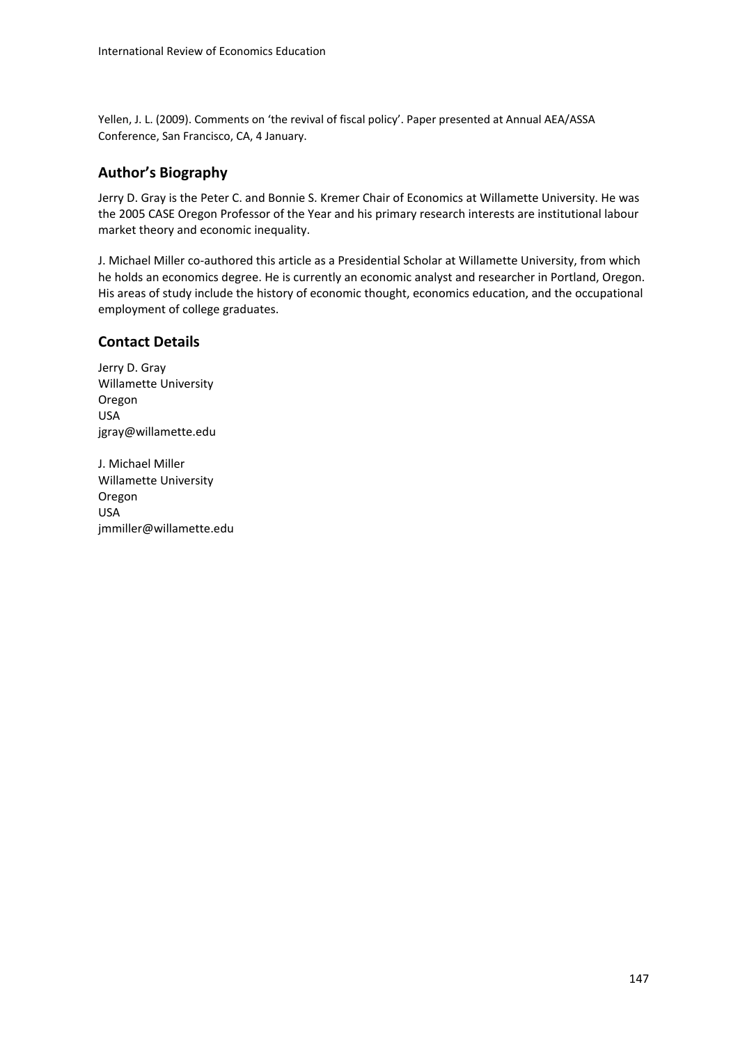Yellen, J. L. (2009). Comments on 'the revival of fiscal policy'. Paper presented at Annual AEA/ASSA Conference, San Francisco, CA, 4 January.

## Author's Biography

Jerry D. Gray is the Peter C. and Bonnie S. Kremer Chair of Economics at Willamette University. He was the 2005 CASE Oregon Professor of the Year and his primary research interests are institutional labour market theory and economic inequality.

J. Michael Miller co-authored this article as a Presidential Scholar at Willamette University, from which he holds an economics degree. He is currently an economic analyst and researcher in Portland, Oregon. His areas of study include the history of economic thought, economics education, and the occupational employment of college graduates.

## Contact Details

Jerry D. Gray
Willamette University
Oregon
USA
jgray@willamette.edu

J. Michael Miller
Willamette University
Oregon
USA
jmmiller@willamette.edu